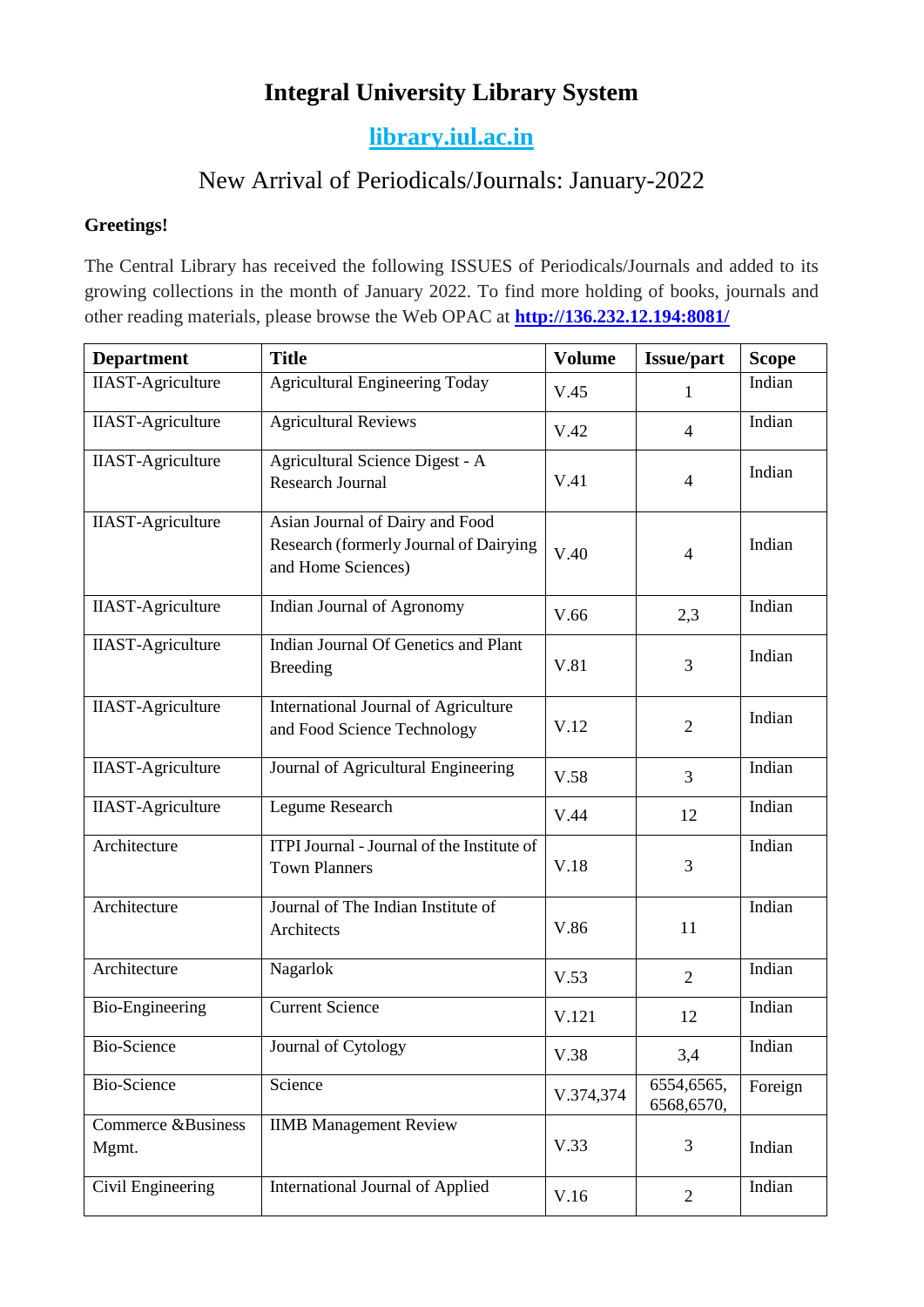# Integral University Library System

## library.iul.ac.in

## New Arrival of Periodicals/Journals: January-2022

**Greetings!**

The Central Library has received the following ISSUES of Periodicals/Journals and added to its growing collections in the month of January 2022. To find more holding of books, journals and other reading materials, please browse the Web OPAC at **http://136.232.12.194:8081/**

| Department | Title | Volume | Issue/part | Scope |
|---|---|---|---|---|
| IIAST-Agriculture | Agricultural Engineering Today | V.45 | 1 | Indian |
| IIAST-Agriculture | Agricultural Reviews | V.42 | 4 | Indian |
| IIAST-Agriculture | Agricultural Science Digest - A Research Journal | V.41 | 4 | Indian |
| IIAST-Agriculture | Asian Journal of Dairy and Food Research (formerly Journal of Dairying and Home Sciences) | V.40 | 4 | Indian |
| IIAST-Agriculture | Indian Journal of Agronomy | V.66 | 2,3 | Indian |
| IIAST-Agriculture | Indian Journal Of Genetics and Plant Breeding | V.81 | 3 | Indian |
| IIAST-Agriculture | International Journal of Agriculture and Food Science Technology | V.12 | 2 | Indian |
| IIAST-Agriculture | Journal of Agricultural Engineering | V.58 | 3 | Indian |
| IIAST-Agriculture | Legume Research | V.44 | 12 | Indian |
| Architecture | ITPI Journal - Journal of the Institute of Town Planners | V.18 | 3 | Indian |
| Architecture | Journal of The Indian Institute of Architects | V.86 | 11 | Indian |
| Architecture | Nagarlok | V.53 | 2 | Indian |
| Bio-Engineering | Current Science | V.121 | 12 | Indian |
| Bio-Science | Journal of Cytology | V.38 | 3,4 | Indian |
| Bio-Science | Science | V.374,374 | 6554,6565, 6568,6570, | Foreign |
| Commerce &Business Mgmt. | IIMB Management Review | V.33 | 3 | Indian |
| Civil Engineering | International Journal of Applied | V.16 | 2 | Indian |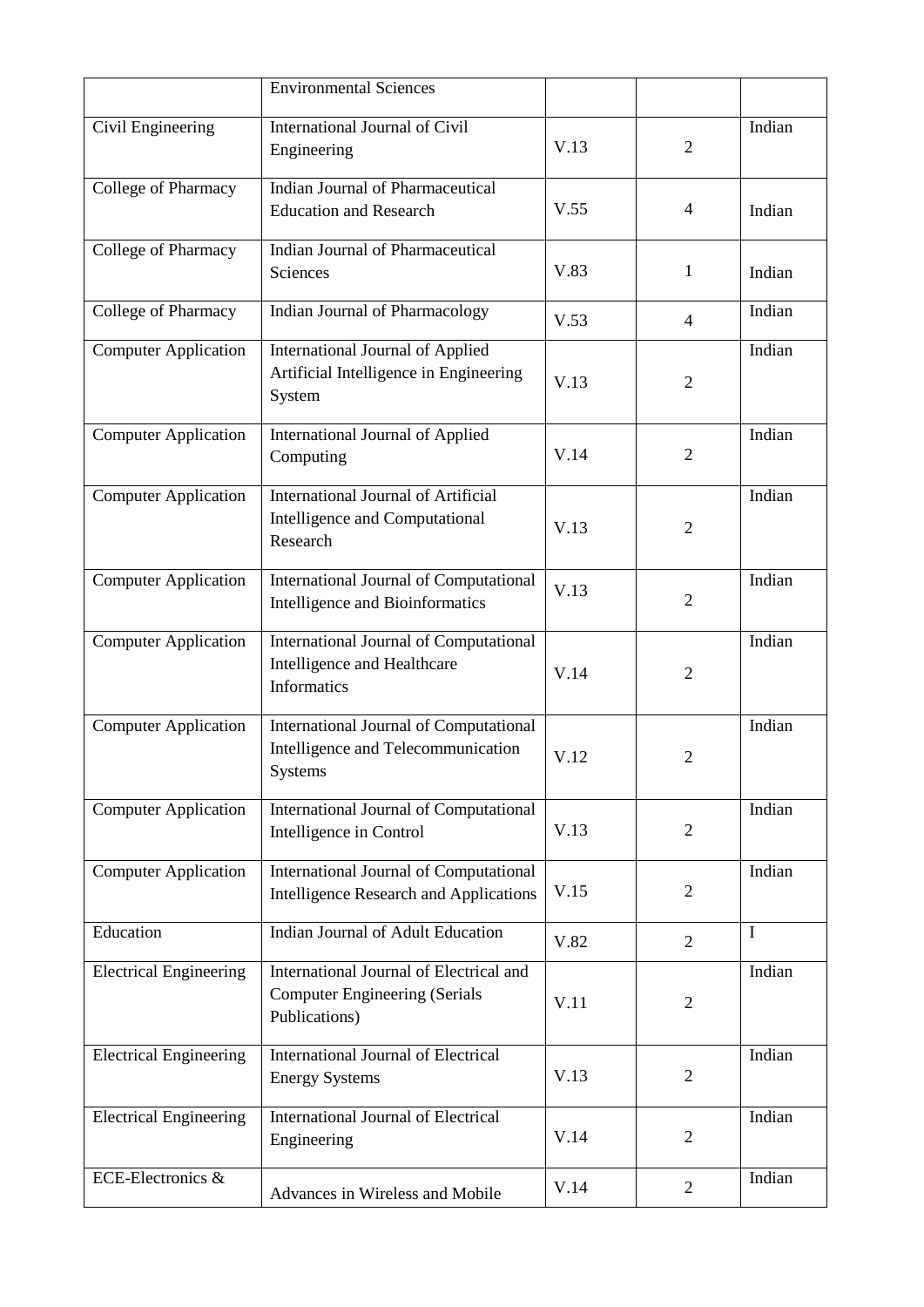| | Environmental Sciences | | | |
|---|---|---|---|---|
| Civil Engineering | International Journal of Civil Engineering | V.13 | 2 | Indian |
| College of Pharmacy | Indian Journal of Pharmaceutical Education and Research | V.55 | 4 | Indian |
| College of Pharmacy | Indian Journal of Pharmaceutical Sciences | V.83 | 1 | Indian |
| College of Pharmacy | Indian Journal of Pharmacology | V.53 | 4 | Indian |
| Computer Application | International Journal of Applied Artificial Intelligence in Engineering System | V.13 | 2 | Indian |
| Computer Application | International Journal of Applied Computing | V.14 | 2 | Indian |
| Computer Application | International Journal of Artificial Intelligence and Computational Research | V.13 | 2 | Indian |
| Computer Application | International Journal of Computational Intelligence and Bioinformatics | V.13 | 2 | Indian |
| Computer Application | International Journal of Computational Intelligence and Healthcare Informatics | V.14 | 2 | Indian |
| Computer Application | International Journal of Computational Intelligence and Telecommunication Systems | V.12 | 2 | Indian |
| Computer Application | International Journal of Computational Intelligence in Control | V.13 | 2 | Indian |
| Computer Application | International Journal of Computational Intelligence Research and Applications | V.15 | 2 | Indian |
| Education | Indian Journal of Adult Education | V.82 | 2 | I |
| Electrical Engineering | International Journal of Electrical and Computer Engineering (Serials Publications) | V.11 | 2 | Indian |
| Electrical Engineering | International Journal of Electrical Energy Systems | V.13 | 2 | Indian |
| Electrical Engineering | International Journal of Electrical Engineering | V.14 | 2 | Indian |
| ECE-Electronics & | Advances in Wireless and Mobile | V.14 | 2 | Indian |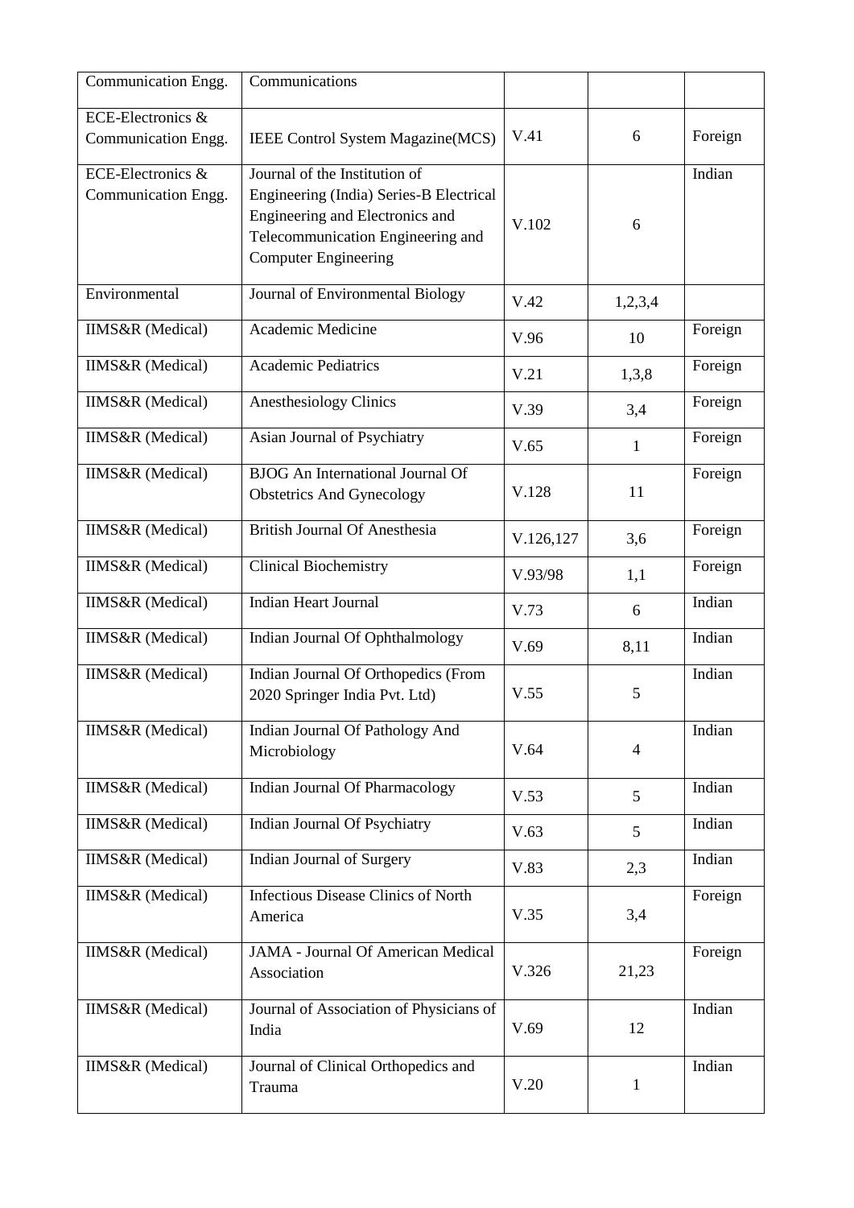| Communication Engg. | Communications | | | |
|---|---|---|---|---|
| ECE-Electronics & Communication Engg. | IEEE Control System Magazine(MCS) | V.41 | 6 | Foreign |
| ECE-Electronics & Communication Engg. | Journal of the Institution of Engineering (India) Series-B Electrical Engineering and Electronics and Telecommunication Engineering and Computer Engineering | V.102 | 6 | Indian |
| Environmental | Journal of Environmental Biology | V.42 | 1,2,3,4 | |
| IIMS&R (Medical) | Academic Medicine | V.96 | 10 | Foreign |
| IIMS&R (Medical) | Academic Pediatrics | V.21 | 1,3,8 | Foreign |
| IIMS&R (Medical) | Anesthesiology Clinics | V.39 | 3,4 | Foreign |
| IIMS&R (Medical) | Asian Journal of Psychiatry | V.65 | 1 | Foreign |
| IIMS&R (Medical) | BJOG An International Journal Of Obstetrics And Gynecology | V.128 | 11 | Foreign |
| IIMS&R (Medical) | British Journal Of Anesthesia | V.126,127 | 3,6 | Foreign |
| IIMS&R (Medical) | Clinical Biochemistry | V.93/98 | 1,1 | Foreign |
| IIMS&R (Medical) | Indian Heart Journal | V.73 | 6 | Indian |
| IIMS&R (Medical) | Indian Journal Of Ophthalmology | V.69 | 8,11 | Indian |
| IIMS&R (Medical) | Indian Journal Of Orthopedics (From 2020 Springer India Pvt. Ltd) | V.55 | 5 | Indian |
| IIMS&R (Medical) | Indian Journal Of Pathology And Microbiology | V.64 | 4 | Indian |
| IIMS&R (Medical) | Indian Journal Of Pharmacology | V.53 | 5 | Indian |
| IIMS&R (Medical) | Indian Journal Of Psychiatry | V.63 | 5 | Indian |
| IIMS&R (Medical) | Indian Journal of Surgery | V.83 | 2,3 | Indian |
| IIMS&R (Medical) | Infectious Disease Clinics of North America | V.35 | 3,4 | Foreign |
| IIMS&R (Medical) | JAMA - Journal Of American Medical Association | V.326 | 21,23 | Foreign |
| IIMS&R (Medical) | Journal of Association of Physicians of India | V.69 | 12 | Indian |
| IIMS&R (Medical) | Journal of Clinical Orthopedics and Trauma | V.20 | 1 | Indian |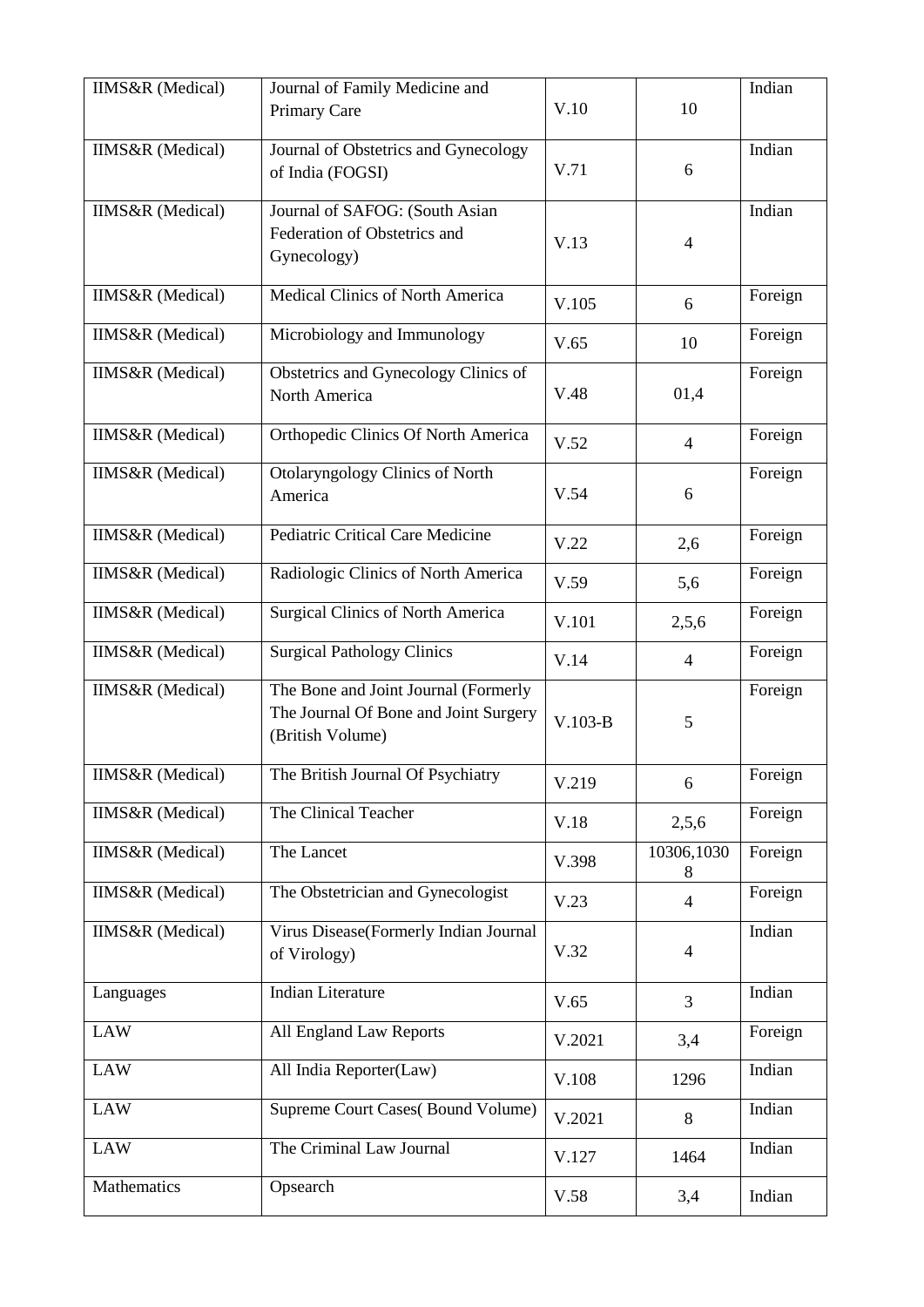| IIMS&R (Medical) | Journal of Family Medicine and Primary Care | V.10 | 10 | Indian |
|---|---|---|---|---|
| IIMS&R (Medical) | Journal of Obstetrics and Gynecology of India (FOGSI) | V.71 | 6 | Indian |
| IIMS&R (Medical) | Journal of SAFOG: (South Asian Federation of Obstetrics and Gynecology) | V.13 | 4 | Indian |
| IIMS&R (Medical) | Medical Clinics of North America | V.105 | 6 | Foreign |
| IIMS&R (Medical) | Microbiology and Immunology | V.65 | 10 | Foreign |
| IIMS&R (Medical) | Obstetrics and Gynecology Clinics of North America | V.48 | 01,4 | Foreign |
| IIMS&R (Medical) | Orthopedic Clinics Of North America | V.52 | 4 | Foreign |
| IIMS&R (Medical) | Otolaryngology Clinics of North America | V.54 | 6 | Foreign |
| IIMS&R (Medical) | Pediatric Critical Care Medicine | V.22 | 2,6 | Foreign |
| IIMS&R (Medical) | Radiologic Clinics of North America | V.59 | 5,6 | Foreign |
| IIMS&R (Medical) | Surgical Clinics of North America | V.101 | 2,5,6 | Foreign |
| IIMS&R (Medical) | Surgical Pathology Clinics | V.14 | 4 | Foreign |
| IIMS&R (Medical) | The Bone and Joint Journal (Formerly The Journal Of Bone and Joint Surgery (British Volume) | V.103-B | 5 | Foreign |
| IIMS&R (Medical) | The British Journal Of Psychiatry | V.219 | 6 | Foreign |
| IIMS&R (Medical) | The Clinical Teacher | V.18 | 2,5,6 | Foreign |
| IIMS&R (Medical) | The Lancet | V.398 | 10306,10308 | Foreign |
| IIMS&R (Medical) | The Obstetrician and Gynecologist | V.23 | 4 | Foreign |
| IIMS&R (Medical) | Virus Disease(Formerly Indian Journal of Virology) | V.32 | 4 | Indian |
| Languages | Indian Literature | V.65 | 3 | Indian |
| LAW | All England Law Reports | V.2021 | 3,4 | Foreign |
| LAW | All India Reporter(Law) | V.108 | 1296 | Indian |
| LAW | Supreme Court Cases( Bound Volume) | V.2021 | 8 | Indian |
| LAW | The Criminal Law Journal | V.127 | 1464 | Indian |
| Mathematics | Opsearch | V.58 | 3,4 | Indian |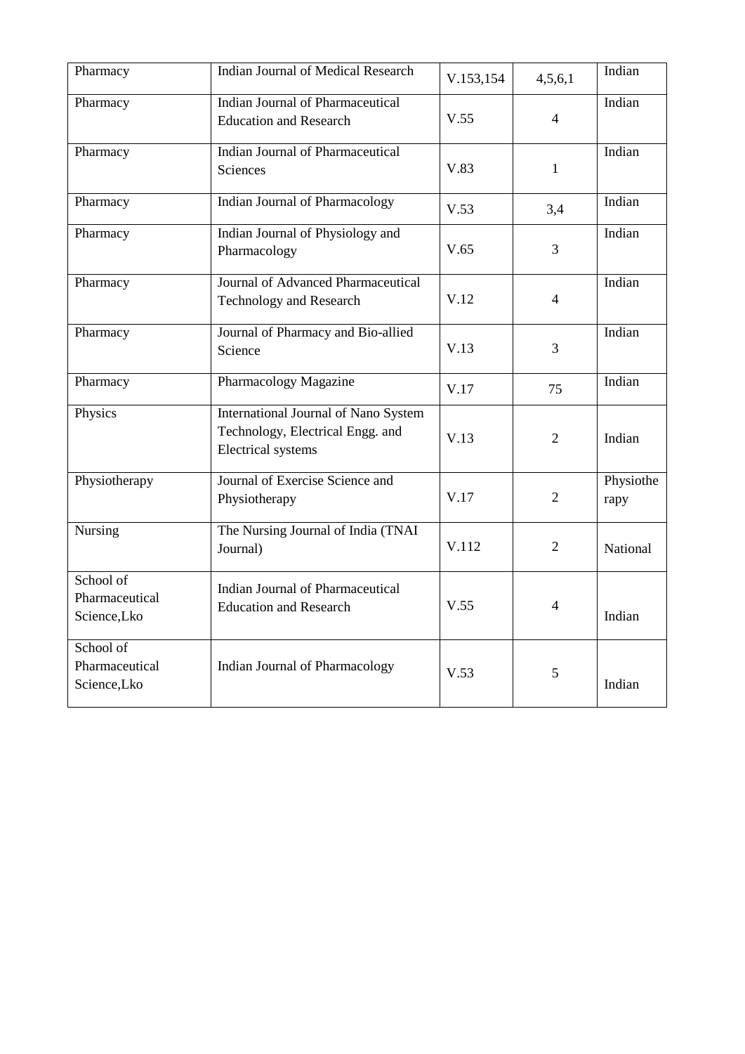| Pharmacy | Indian Journal of Medical Research | V.153,154 | 4,5,6,1 | Indian |
|---|---|---|---|---|
| Pharmacy | Indian Journal of Pharmaceutical Education and Research | V.55 | 4 | Indian |
| Pharmacy | Indian Journal of Pharmaceutical Sciences | V.83 | 1 | Indian |
| Pharmacy | Indian Journal of Pharmacology | V.53 | 3,4 | Indian |
| Pharmacy | Indian Journal of Physiology and Pharmacology | V.65 | 3 | Indian |
| Pharmacy | Journal of Advanced Pharmaceutical Technology and Research | V.12 | 4 | Indian |
| Pharmacy | Journal of Pharmacy and Bio-allied Science | V.13 | 3 | Indian |
| Pharmacy | Pharmacology Magazine | V.17 | 75 | Indian |
| Physics | International Journal of Nano System Technology, Electrical Engg. and Electrical systems | V.13 | 2 | Indian |
| Physiotherapy | Journal of Exercise Science and Physiotherapy | V.17 | 2 | Physiotherapy |
| Nursing | The Nursing Journal of India (TNAI Journal) | V.112 | 2 | National |
| School of Pharmaceutical Science,Lko | Indian Journal of Pharmaceutical Education and Research | V.55 | 4 | Indian |
| School of Pharmaceutical Science,Lko | Indian Journal of Pharmacology | V.53 | 5 | Indian |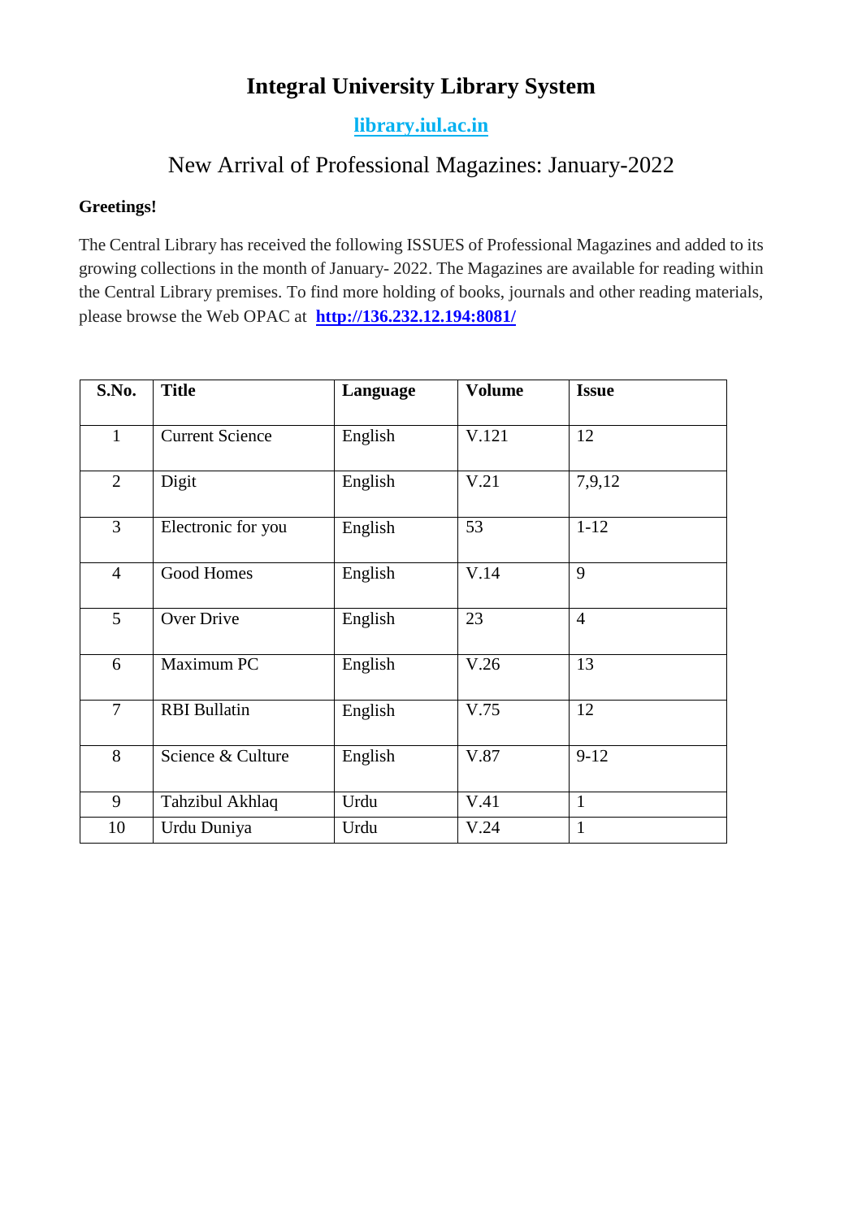# Integral University Library System

## library.iul.ac.in

## New Arrival of Professional Magazines: January-2022

**Greetings!**

The Central Library has received the following ISSUES of Professional Magazines and added to its growing collections in the month of January- 2022. The Magazines are available for reading within the Central Library premises. To find more holding of books, journals and other reading materials, please browse the Web OPAC at **http://136.232.12.194:8081/**

| S.No. | Title | Language | Volume | Issue |
|---|---|---|---|---|
| 1 | Current Science | English | V.121 | 12 |
| 2 | Digit | English | V.21 | 7,9,12 |
| 3 | Electronic for you | English | 53 | 1-12 |
| 4 | Good Homes | English | V.14 | 9 |
| 5 | Over Drive | English | 23 | 4 |
| 6 | Maximum PC | English | V.26 | 13 |
| 7 | RBI Bullatin | English | V.75 | 12 |
| 8 | Science & Culture | English | V.87 | 9-12 |
| 9 | Tahzibul Akhlaq | Urdu | V.41 | 1 |
| 10 | Urdu Duniya | Urdu | V.24 | 1 |